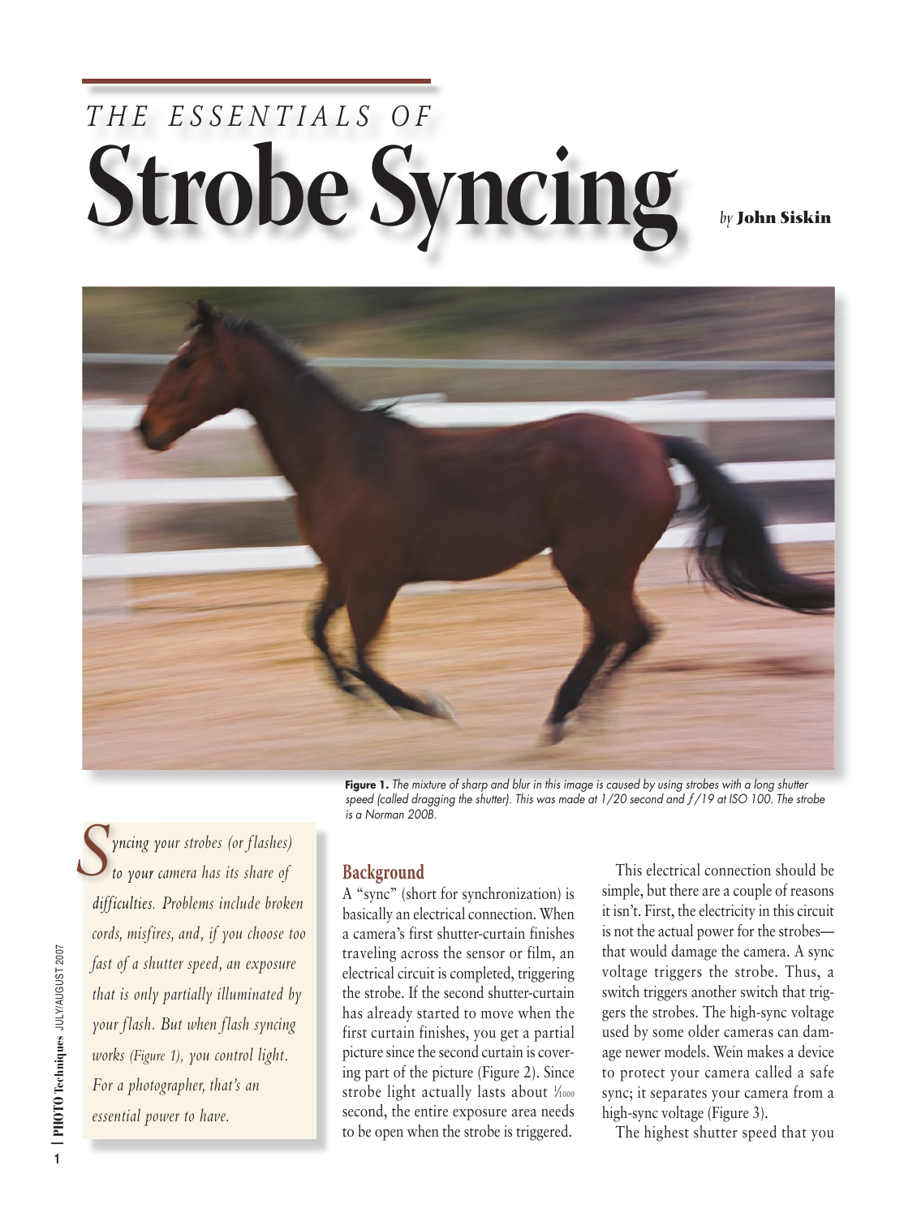*THE ESSENTIALS OF*

# Strobe Syncing

*by* **John Siskin**

**Figure 1.** *The mixture of sharp and blur in this image is caused by using strobes with a long shutter speed (called dragging the shutter). This was made at 1/20 second and f/19 at ISO 100. The strobe is a Norman 200B.*

*Syncing your strobes (or flashes) to your camera has its share of difficulties. Problems include broken cords, misfires, and, if you choose too fast of a shutter speed, an exposure that is only partially illuminated by your flash. But when flash syncing works (Figure 1), you control light. For a photographer, that's an essential power to have.*

## Background

A "sync" (short for synchronization) is basically an electrical connection. When a camera's first shutter-curtain finishes traveling across the sensor or film, an electrical circuit is completed, triggering the strobe. If the second shutter-curtain has already started to move when the first curtain finishes, you get a partial picture since the second curtain is covering part of the picture (Figure 2). Since strobe light actually lasts about 1⁄1000 second, the entire exposure area needs to be open when the strobe is triggered.

This electrical connection should be simple, but there are a couple of reasons it isn't. First, the electricity in this circuit is not the actual power for the strobes—that would damage the camera. A sync voltage triggers the strobe. Thus, a switch triggers another switch that triggers the strobes. The high-sync voltage used by some older cameras can damage newer models. Wein makes a device to protect your camera called a safe sync; it separates your camera from a high-sync voltage (Figure 3).

The highest shutter speed that you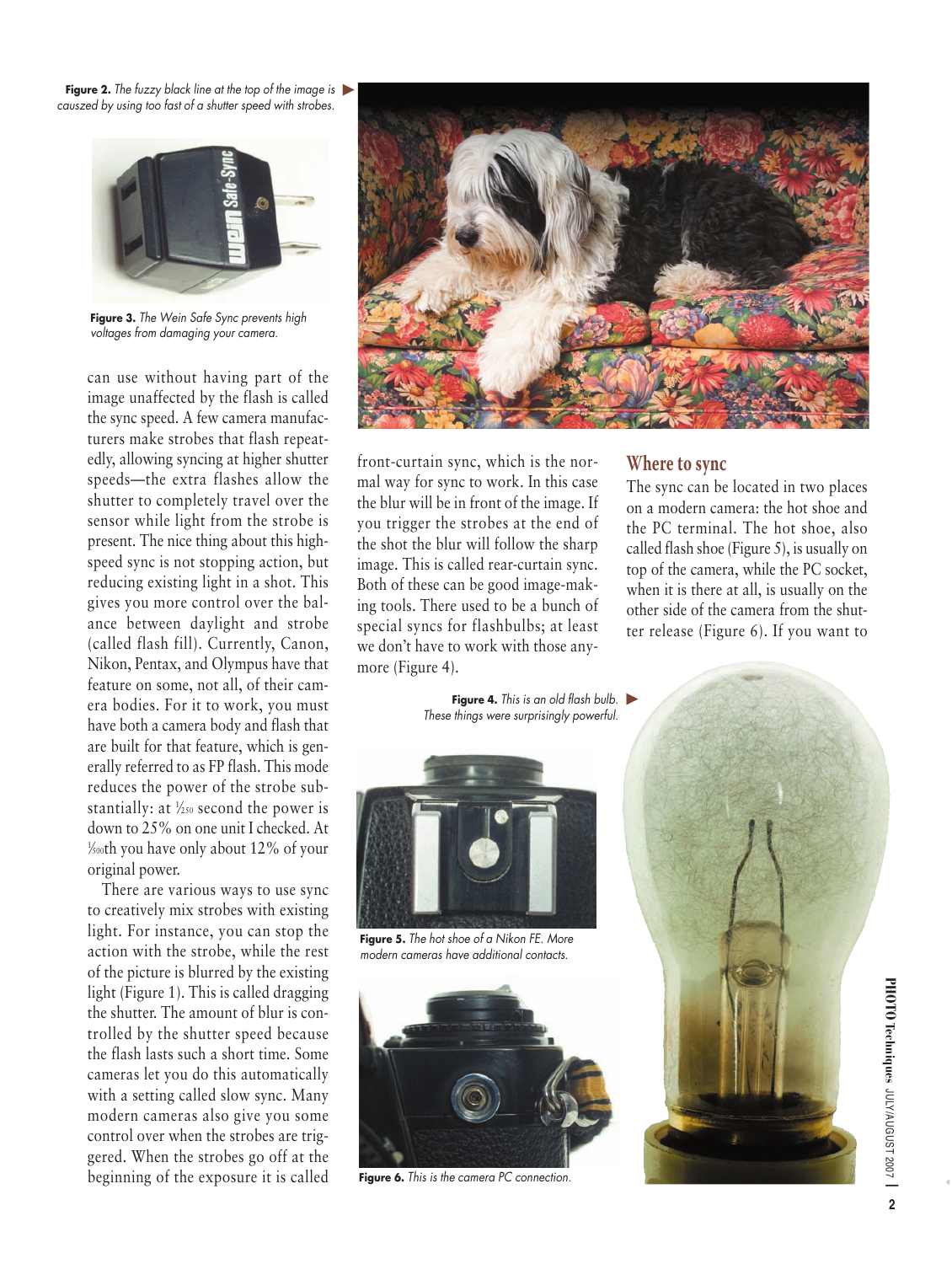**Figure 2.** *The fuzzy black line at the top of the image is causzed by using too fast of a shutter speed with strobes.*

**Figure 3.** *The Wein Safe Sync prevents high voltages from damaging your camera.*

can use without having part of the image unaffected by the flash is called the sync speed. A few camera manufacturers make strobes that flash repeatedly, allowing syncing at higher shutter speeds—the extra flashes allow the shutter to completely travel over the sensor while light from the strobe is present. The nice thing about this high-speed sync is not stopping action, but reducing existing light in a shot. This gives you more control over the balance between daylight and strobe (called flash fill). Currently, Canon, Nikon, Pentax, and Olympus have that feature on some, not all, of their camera bodies. For it to work, you must have both a camera body and flash that are built for that feature, which is generally referred to as FP flash. This mode reduces the power of the strobe substantially: at 1⁄250 second the power is down to 25% on one unit I checked. At 1⁄500th you have only about 12% of your original power.

There are various ways to use sync to creatively mix strobes with existing light. For instance, you can stop the action with the strobe, while the rest of the picture is blurred by the existing light (Figure 1). This is called dragging the shutter. The amount of blur is controlled by the shutter speed because the flash lasts such a short time. Some cameras let you do this automatically with a setting called slow sync. Many modern cameras also give you some control over when the strobes are triggered. When the strobes go off at the beginning of the exposure it is called front-curtain sync, which is the normal way for sync to work. In this case the blur will be in front of the image. If you trigger the strobes at the end of the shot the blur will follow the sharp image. This is called rear-curtain sync. Both of these can be good image-making tools. There used to be a bunch of special syncs for flashbulbs; at least we don't have to work with those anymore (Figure 4).

**Figure 4.** *This is an old flash bulb. These things were surprisingly powerful.*

**Figure 5.** *The hot shoe of a Nikon FE. More modern cameras have additional contacts.*

**Figure 6.** *This is the camera PC connection.*

## Where to sync

The sync can be located in two places on a modern camera: the hot shoe and the PC terminal. The hot shoe, also called flash shoe (Figure 5), is usually on top of the camera, while the PC socket, when it is there at all, is usually on the other side of the camera from the shutter release (Figure 6). If you want to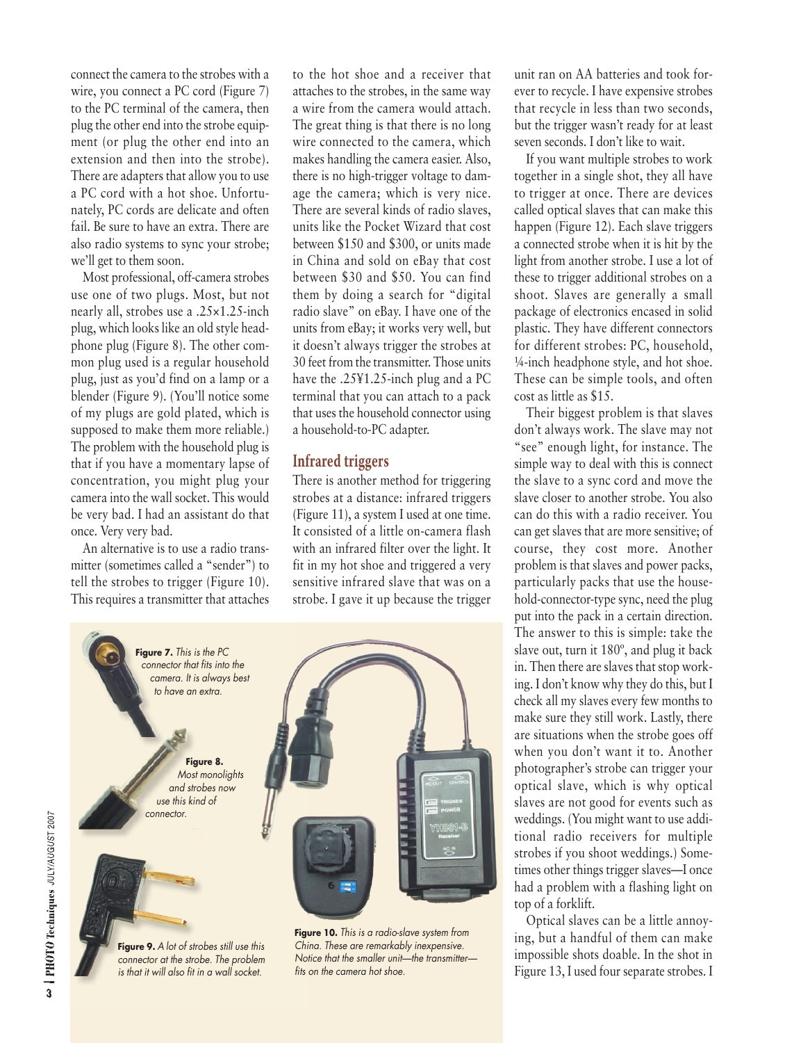connect the camera to the strobes with a wire, you connect a PC cord (Figure 7) to the PC terminal of the camera, then plug the other end into the strobe equipment (or plug the other end into an extension and then into the strobe). There are adapters that allow you to use a PC cord with a hot shoe. Unfortunately, PC cords are delicate and often fail. Be sure to have an extra. There are also radio systems to sync your strobe; we'll get to them soon.

Most professional, off-camera strobes use one of two plugs. Most, but not nearly all, strobes use a .25×1.25-inch plug, which looks like an old style headphone plug (Figure 8). The other common plug used is a regular household plug, just as you'd find on a lamp or a blender (Figure 9). (You'll notice some of my plugs are gold plated, which is supposed to make them more reliable.) The problem with the household plug is that if you have a momentary lapse of concentration, you might plug your camera into the wall socket. This would be very bad. I had an assistant do that once. Very very bad.

An alternative is to use a radio transmitter (sometimes called a "sender") to tell the strobes to trigger (Figure 10). This requires a transmitter that attaches to the hot shoe and a receiver that attaches to the strobes, in the same way a wire from the camera would attach. The great thing is that there is no long wire connected to the camera, which makes handling the camera easier. Also, there is no high-trigger voltage to damage the camera; which is very nice. There are several kinds of radio slaves, units like the Pocket Wizard that cost between $150 and $300, or units made in China and sold on eBay that cost between $30 and $50. You can find them by doing a search for "digital radio slave" on eBay. I have one of the units from eBay; it works very well, but it doesn't always trigger the strobes at 30 feet from the transmitter. Those units have the .25¥1.25-inch plug and a PC terminal that you can attach to a pack that uses the household connector using a household-to-PC adapter.

## Infrared triggers

There is another method for triggering strobes at a distance: infrared triggers (Figure 11), a system I used at one time. It consisted of a little on-camera flash with an infrared filter over the light. It fit in my hot shoe and triggered a very sensitive infrared slave that was on a strobe. I gave it up because the trigger unit ran on AA batteries and took forever to recycle. I have expensive strobes that recycle in less than two seconds, but the trigger wasn't ready for at least seven seconds. I don't like to wait.

If you want multiple strobes to work together in a single shot, they all have to trigger at once. There are devices called optical slaves that can make this happen (Figure 12). Each slave triggers a connected strobe when it is hit by the light from another strobe. I use a lot of these to trigger additional strobes on a shoot. Slaves are generally a small package of electronics encased in solid plastic. They have different connectors for different strobes: PC, household, ¼-inch headphone style, and hot shoe. These can be simple tools, and often cost as little as $15.

Their biggest problem is that slaves don't always work. The slave may not "see" enough light, for instance. The simple way to deal with this is connect the slave to a sync cord and move the slave closer to another strobe. You also can do this with a radio receiver. You can get slaves that are more sensitive; of course, they cost more. Another problem is that slaves and power packs, particularly packs that use the household-connector-type sync, need the plug put into the pack in a certain direction. The answer to this is simple: take the slave out, turn it 180º, and plug it back in. Then there are slaves that stop working. I don't know why they do this, but I check all my slaves every few months to make sure they still work. Lastly, there are situations when the strobe goes off when you don't want it to. Another photographer's strobe can trigger your optical slave, which is why optical slaves are not good for events such as weddings. (You might want to use additional radio receivers for multiple strobes if you shoot weddings.) Sometimes other things trigger slaves—I once had a problem with a flashing light on top of a forklift.

Optical slaves can be a little annoying, but a handful of them can make impossible shots doable. In the shot in Figure 13, I used four separate strobes. I

**Figure 7.** *This is the PC connector that fits into the camera. It is always best to have an extra.*

**Figure 8.** *Most monolights and strobes now use this kind of connector.*

**Figure 9.** *A lot of strobes still use this connector at the strobe. The problem is that it will also fit in a wall socket.*

**Figure 10.** *This is a radio-slave system from China. These are remarkably inexpensive. Notice that the smaller unit—the transmitter—fits on the camera hot shoe.*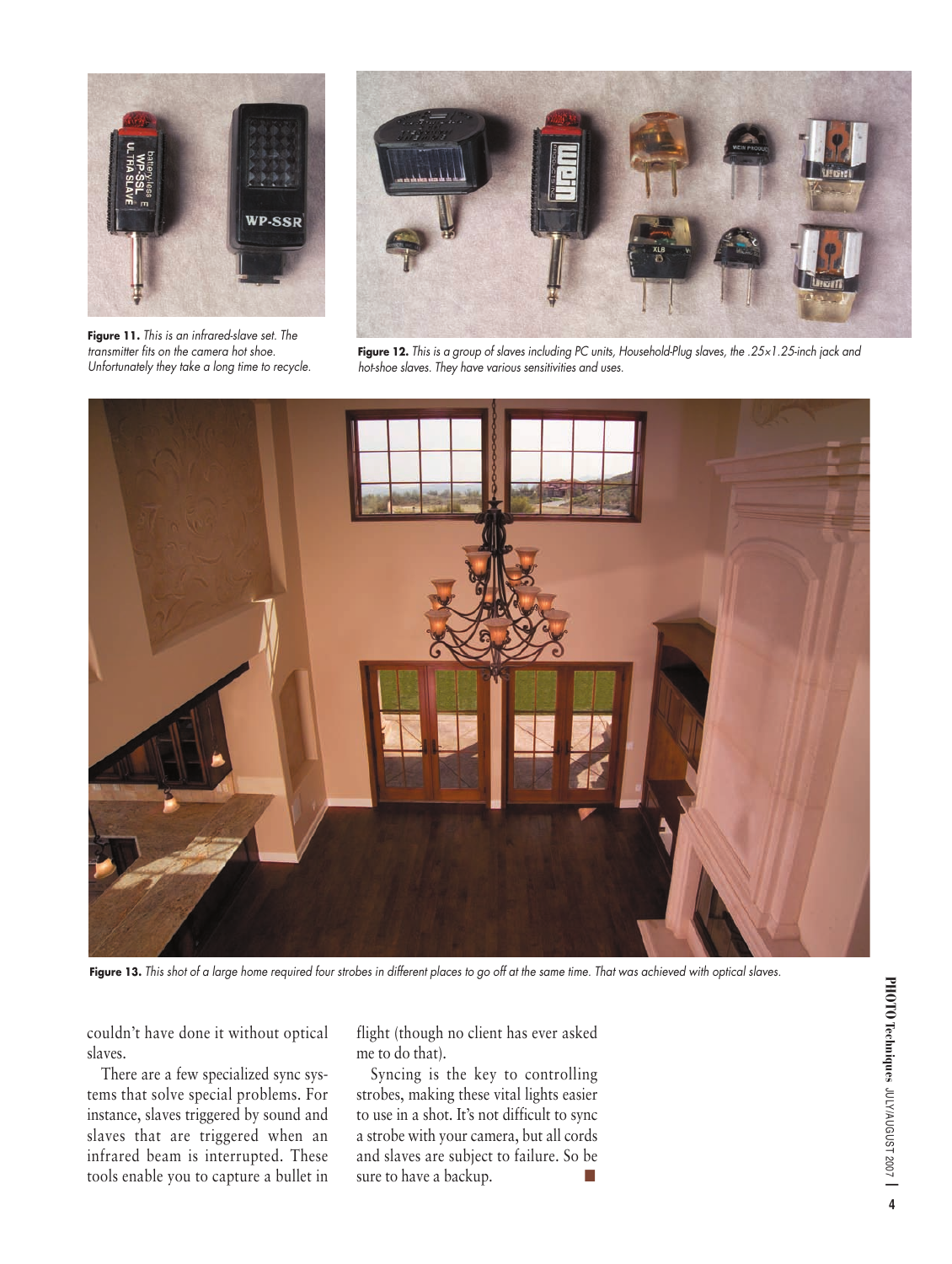**Figure 11.** *This is an infrared-slave set. The transmitter fits on the camera hot shoe. Unfortunately they take a long time to recycle.*

**Figure 12.** *This is a group of slaves including PC units, Household-Plug slaves, the .25×1.25-inch jack and hot-shoe slaves. They have various sensitivities and uses.*

**Figure 13.** *This shot of a large home required four strobes in different places to go off at the same time. That was achieved with optical slaves.*

couldn't have done it without optical slaves.

There are a few specialized sync systems that solve special problems. For instance, slaves triggered by sound and slaves that are triggered when an infrared beam is interrupted. These tools enable you to capture a bullet in flight (though no client has ever asked me to do that).

Syncing is the key to controlling strobes, making these vital lights easier to use in a shot. It's not difficult to sync a strobe with your camera, but all cords and slaves are subject to failure. So be sure to have a backup. ■